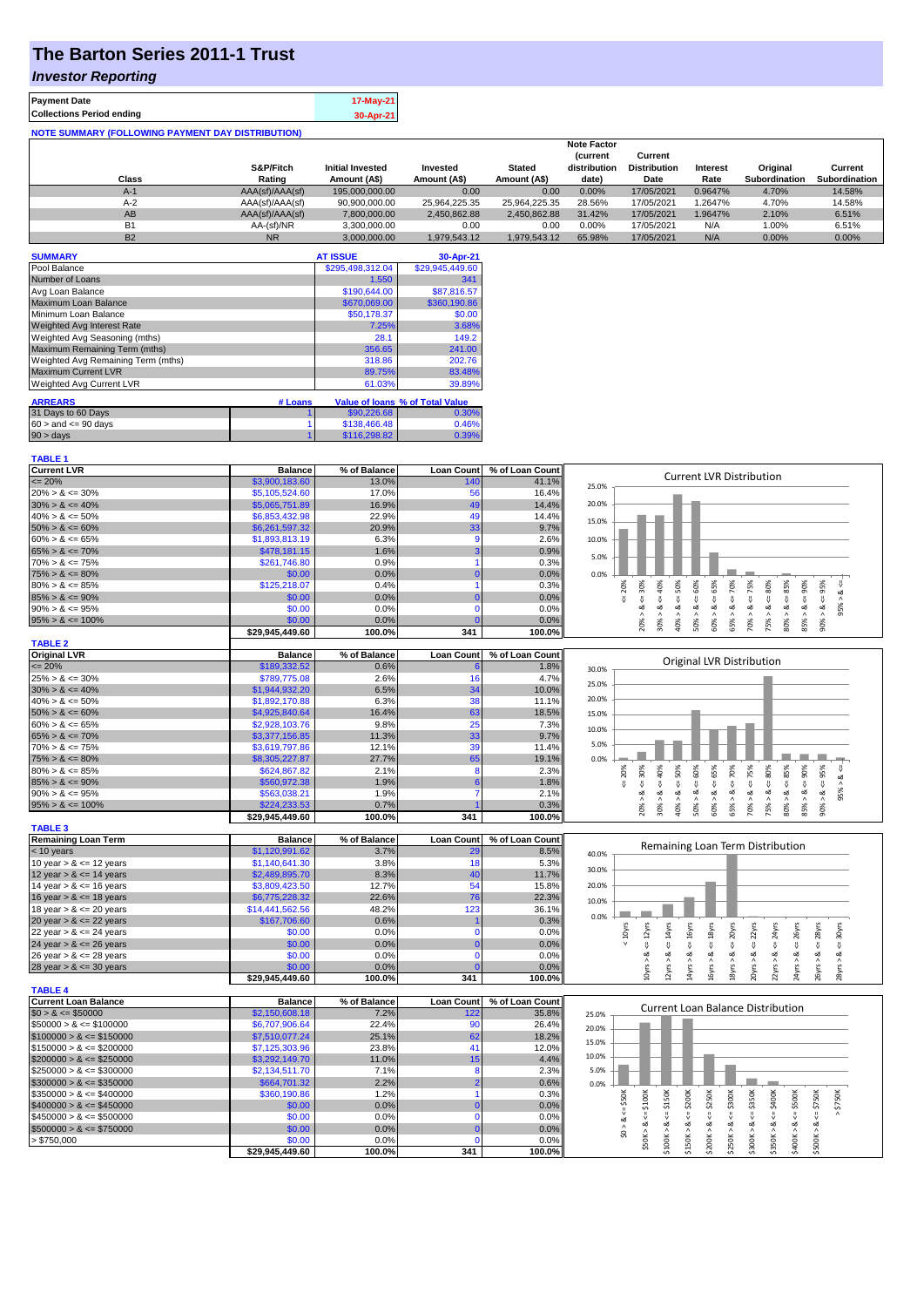# The Barton Series 2011-1 Trust

## *Investor Reporting*

| Payment Date | 17-May-21 |
|---|---|
| Collections Period ending | 30-Apr-21 |

**NOTE SUMMARY (FOLLOWING PAYMENT DAY DISTRIBUTION)**

| Class | S&P/Fitch Rating | Initial Invested Amount (A$) | Invested Amount (A$) | Stated Amount (A$) | Note Factor (current distribution date) | Current Distribution Date | Interest Rate | Original Subordination | Current Subordination |
|---|---|---|---|---|---|---|---|---|---|
| A-1 | AAA(sf)/AAA(sf) | 195,000,000.00 | 0.00 | 0.00 | 0.00% | 17/05/2021 | 0.9647% | 4.70% | 14.58% |
| A-2 | AAA(sf)/AAA(sf) | 90,900,000.00 | 25,964,225.35 | 25,964,225.35 | 28.56% | 17/05/2021 | 1.2647% | 4.70% | 14.58% |
| AB | AAA(sf)/AAA(sf) | 7,800,000.00 | 2,450,862.88 | 2,450,862.88 | 31.42% | 17/05/2021 | 1.9647% | 2.10% | 6.51% |
| B1 | AA-(sf)/NR | 3,300,000.00 | 0.00 | 0.00 | 0.00% | 17/05/2021 | N/A | 1.00% | 6.51% |
| B2 | NR | 3,000,000.00 | 1,979,543.12 | 1,979,543.12 | 65.98% | 17/05/2021 | N/A | 0.00% | 0.00% |

| SUMMARY | AT ISSUE | 30-Apr-21 |
|---|---|---|
| Pool Balance | $295,498,312.04 | $29,945,449.60 |
| Number of Loans | 1,550 | 341 |
| Avg Loan Balance | $190,644.00 | $87,816.57 |
| Maximum Loan Balance | $670,069.00 | $360,190.86 |
| Minimum Loan Balance | $50,178.37 | $0.00 |
| Weighted Avg Interest Rate | 7.25% | 3.68% |
| Weighted Avg Seasoning (mths) | 28.1 | 149.2 |
| Maximum Remaining Term (mths) | 356.65 | 241.00 |
| Weighted Avg Remaining Term (mths) | 318.86 | 202.76 |
| Maximum Current LVR | 89.75% | 83.48% |
| Weighted Avg Current LVR | 61.03% | 39.89% |

| ARREARS | # Loans | Value of loans | % of Total Value |
|---|---|---|---|
| 31 Days to 60 Days | 1 | $90,226.68 | 0.30% |
| $60 >$ and $<= 90$ days | 1 | $138,466.48 | 0.46% |
| 90 > days | 1 | $116,298.82 | 0.39% |

**TABLE 1**

| Current LVR | Balance | % of Balance | Loan Count | % of Loan Count |
|---|---|---|---|---|
| <= 20% | $3,900,183.60 | 13.0% | 140 | 41.1% |
| 20% > & <= 30% | $5,105,524.60 | 17.0% | 56 | 16.4% |
| 30% > & <= 40% | $5,065,751.89 | 16.9% | 49 | 14.4% |
| 40% > & <= 50% | $6,853,432.98 | 22.9% | 49 | 14.4% |
| 50% > & <= 60% | $6,261,597.32 | 20.9% | 33 | 9.7% |
| 60% > & <= 65% | $1,893,813.19 | 6.3% | 9 | 2.6% |
| 65% > & <= 70% | $478,181.15 | 1.6% | 3 | 0.9% |
| 70% > & <= 75% | $261,746.80 | 0.9% | 1 | 0.3% |
| 75% > & <= 80% | $0.00 | 0.0% | 0 | 0.0% |
| 80% > & <= 85% | $125,218.07 | 0.4% | 1 | 0.3% |
| 85% > & <= 90% | $0.00 | 0.0% | 0 | 0.0% |
| 90% > & <= 95% | $0.00 | 0.0% | 0 | 0.0% |
| 95% > & <= 100% | $0.00 | 0.0% | 0 | 0.0% |
| | $29,945,449.60 | 100.0% | 341 | 100.0% |

**TABLE 2**

| Original LVR | Balance | % of Balance | Loan Count | % of Loan Count |
|---|---|---|---|---|
| <= 20% | $189,332.52 | 0.6% | 6 | 1.8% |
| 25% > & <= 30% | $789,775.08 | 2.6% | 16 | 4.7% |
| 30% > & <= 40% | $1,944,932.20 | 6.5% | 34 | 10.0% |
| 40% > & <= 50% | $1,892,170.88 | 6.3% | 38 | 11.1% |
| 50% > & <= 60% | $4,925,840.64 | 16.4% | 63 | 18.5% |
| 60% > & <= 65% | $2,928,103.76 | 9.8% | 25 | 7.3% |
| 65% > & <= 70% | $3,377,156.85 | 11.3% | 33 | 9.7% |
| 70% > & <= 75% | $3,619,797.86 | 12.1% | 39 | 11.4% |
| 75% > & <= 80% | $8,305,227.87 | 27.7% | 65 | 19.1% |
| 80% > & <= 85% | $624,867.82 | 2.1% | 8 | 2.3% |
| 85% > & <= 90% | $560,972.38 | 1.9% | 6 | 1.8% |
| 90% > & <= 95% | $563,038.21 | 1.9% | 7 | 2.1% |
| 95% > & <= 100% | $224,233.53 | 0.7% | 1 | 0.3% |
| | $29,945,449.60 | 100.0% | 341 | 100.0% |

**TABLE 3**

| Remaining Loan Term | Balance | % of Balance | Loan Count | % of Loan Count |
|---|---|---|---|---|
| < 10 years | $1,120,991.62 | 3.7% | 29 | 8.5% |
| 10 year > & <= 12 years | $1,140,641.30 | 3.8% | 18 | 5.3% |
| 12 year > & <= 14 years | $2,489,895.70 | 8.3% | 40 | 11.7% |
| 14 year > & <= 16 years | $3,809,423.50 | 12.7% | 54 | 15.8% |
| 16 year > & <= 18 years | $6,775,228.32 | 22.6% | 76 | 22.3% |
| 18 year > & <= 20 years | $14,441,562.56 | 48.2% | 123 | 36.1% |
| 20 year > & <= 22 years | $167,706.60 | 0.6% | 1 | 0.3% |
| 22 year > & <= 24 years | $0.00 | 0.0% | 0 | 0.0% |
| 24 year > & <= 26 years | $0.00 | 0.0% | 0 | 0.0% |
| 26 year > & <= 28 years | $0.00 | 0.0% | 0 | 0.0% |
| 28 year > & <= 30 years | $0.00 | 0.0% | 0 | 0.0% |
| | $29,945,449.60 | 100.0% | 341 | 100.0% |

**TABLE 4**

| Current Loan Balance | Balance | % of Balance | Loan Count | % of Loan Count |
|---|---|---|---|---|
| $0 > & <= $50000 | $2,150,608.18 | 7.2% | 122 | 35.8% |
| $50000 > & <= $100000 | $6,707,906.64 | 22.4% | 90 | 26.4% |
| $100000 > & <= $150000 | $7,510,077.24 | 25.1% | 62 | 18.2% |
| $150000 > & <= $200000 | $7,125,303.96 | 23.8% | 41 | 12.0% |
| $200000 > & <= $250000 | $3,292,149.70 | 11.0% | 15 | 4.4% |
| $250000 > & <= $300000 | $2,134,511.70 | 7.1% | 8 | 2.3% |
| $300000 > & <= $350000 | $664,701.32 | 2.2% | 2 | 0.6% |
| $350000 > & <= $400000 | $360,190.86 | 1.2% | 1 | 0.3% |
| $400000 > & <= $450000 | $0.00 | 0.0% | 0 | 0.0% |
| $450000 > & <= $500000 | $0.00 | 0.0% | 0 | 0.0% |
| $500000 > & <= $750000 | $0.00 | 0.0% | 0 | 0.0% |
| > $750,000 | $0.00 | 0.0% | 0 | 0.0% |
| | $29,945,449.60 | 100.0% | 341 | 100.0% |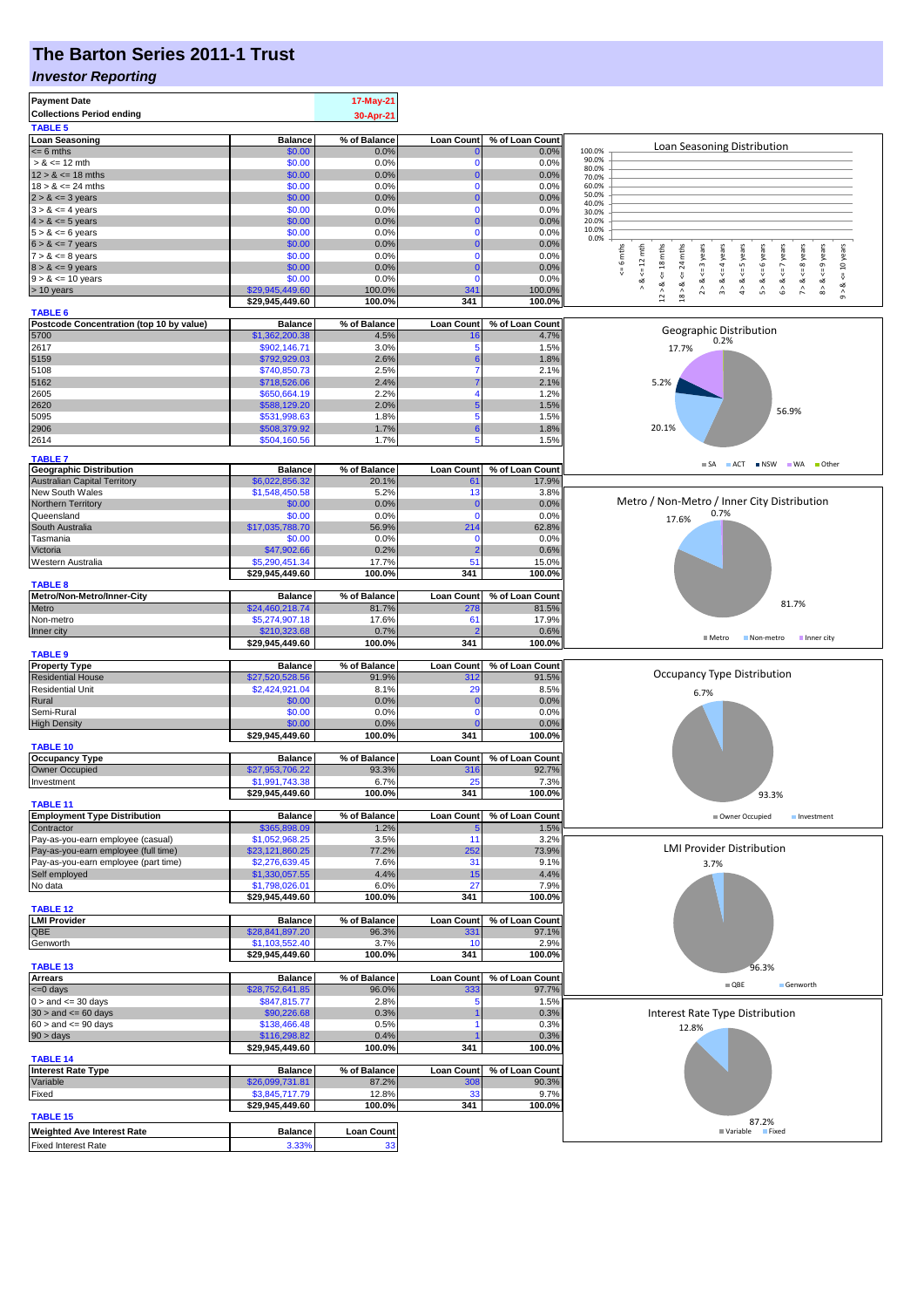# The Barton Series 2011-1 Trust

## *Investor Reporting*

| | | |
|---|---|---|
| **Payment Date** | | 17-May-21 |
| **Collections Period ending** | | 30-Apr-21 |

**TABLE 5**

| Loan Seasoning | Balance | % of Balance | Loan Count | % of Loan Count |
|---|---|---|---|---|
| <= 6 mths | $0.00 | 0.0% | 0 | 0.0% |
| > & <= 12 mth | $0.00 | 0.0% | 0 | 0.0% |
| 12 > & <= 18 mths | $0.00 | 0.0% | 0 | 0.0% |
| 18 > & <= 24 mths | $0.00 | 0.0% | 0 | 0.0% |
| 2 > & <= 3 years | $0.00 | 0.0% | 0 | 0.0% |
| 3 > & <= 4 years | $0.00 | 0.0% | 0 | 0.0% |
| 4 > & <= 5 years | $0.00 | 0.0% | 0 | 0.0% |
| 5 > & <= 6 years | $0.00 | 0.0% | 0 | 0.0% |
| 6 > & <= 7 years | $0.00 | 0.0% | 0 | 0.0% |
| 7 > & <= 8 years | $0.00 | 0.0% | 0 | 0.0% |
| 8 > & <= 9 years | $0.00 | 0.0% | 0 | 0.0% |
| 9 > & <= 10 years | $0.00 | 0.0% | 0 | 0.0% |
| > 10 years | $29,945,449.60 | 100.0% | 341 | 100.0% |
| | **$29,945,449.60** | **100.0%** | **341** | **100.0%** |

**TABLE 6**

| Postcode Concentration (top 10 by value) | Balance | % of Balance | Loan Count | % of Loan Count |
|---|---|---|---|---|
| 5700 | $1,362,200.38 | 4.5% | 16 | 4.7% |
| 2617 | $902,146.71 | 3.0% | 5 | 1.5% |
| 5159 | $792,929.03 | 2.6% | 6 | 1.8% |
| 5108 | $740,850.73 | 2.5% | 7 | 2.1% |
| 5162 | $718,526.06 | 2.4% | 7 | 2.1% |
| 2605 | $650,664.19 | 2.2% | 4 | 1.2% |
| 2620 | $588,129.20 | 2.0% | 5 | 1.5% |
| 5095 | $531,998.63 | 1.8% | 5 | 1.5% |
| 2906 | $508,379.92 | 1.7% | 6 | 1.8% |
| 2614 | $504,160.56 | 1.7% | 5 | 1.5% |

**TABLE 7**

| Geographic Distribution | Balance | % of Balance | Loan Count | % of Loan Count |
|---|---|---|---|---|
| Australian Capital Territory | $6,022,856.32 | 20.1% | 61 | 17.9% |
| New South Wales | $1,548,450.58 | 5.2% | 13 | 3.8% |
| Northern Territory | $0.00 | 0.0% | 0 | 0.0% |
| Queensland | $0.00 | 0.0% | 0 | 0.0% |
| South Australia | $17,035,788.70 | 56.9% | 214 | 62.8% |
| Tasmania | $0.00 | 0.0% | 0 | 0.0% |
| Victoria | $47,902.66 | 0.2% | 2 | 0.6% |
| Western Australia | $5,290,451.34 | 17.7% | 51 | 15.0% |
| | **$29,945,449.60** | **100.0%** | **341** | **100.0%** |

**TABLE 8**

| Metro/Non-Metro/Inner-City | Balance | % of Balance | Loan Count | % of Loan Count |
|---|---|---|---|---|
| Metro | $24,460,218.74 | 81.7% | 278 | 81.5% |
| Non-metro | $5,274,907.18 | 17.6% | 61 | 17.9% |
| Inner city | $210,323.68 | 0.7% | 2 | 0.6% |
| | **$29,945,449.60** | **100.0%** | **341** | **100.0%** |

**TABLE 9**

| Property Type | Balance | % of Balance | Loan Count | % of Loan Count |
|---|---|---|---|---|
| Residential House | $27,520,528.56 | 91.9% | 312 | 91.5% |
| Residential Unit | $2,424,921.04 | 8.1% | 29 | 8.5% |
| Rural | $0.00 | 0.0% | 0 | 0.0% |
| Semi-Rural | $0.00 | 0.0% | 0 | 0.0% |
| High Density | $0.00 | 0.0% | 0 | 0.0% |
| | **$29,945,449.60** | **100.0%** | **341** | **100.0%** |

**TABLE 10**

| Occupancy Type | Balance | % of Balance | Loan Count | % of Loan Count |
|---|---|---|---|---|
| Owner Occupied | $27,953,706.22 | 93.3% | 316 | 92.7% |
| Investment | $1,991,743.38 | 6.7% | 25 | 7.3% |
| | **$29,945,449.60** | **100.0%** | **341** | **100.0%** |

**TABLE 11**

| Employment Type Distribution | Balance | % of Balance | Loan Count | % of Loan Count |
|---|---|---|---|---|
| Contractor | $365,898.09 | 1.2% | 5 | 1.5% |
| Pay-as-you-earn employee (casual) | $1,052,968.25 | 3.5% | 11 | 3.2% |
| Pay-as-you-earn employee (full time) | $23,121,860.25 | 77.2% | 252 | 73.9% |
| Pay-as-you-earn employee (part time) | $2,276,639.45 | 7.6% | 31 | 9.1% |
| Self employed | $1,330,057.55 | 4.4% | 15 | 4.4% |
| No data | $1,798,026.01 | 6.0% | 27 | 7.9% |
| | **$29,945,449.60** | **100.0%** | **341** | **100.0%** |

**TABLE 12**

| LMI Provider | Balance | % of Balance | Loan Count | % of Loan Count |
|---|---|---|---|---|
| QBE | $28,841,897.20 | 96.3% | 331 | 97.1% |
| Genworth | $1,103,552.40 | 3.7% | 10 | 2.9% |
| | **$29,945,449.60** | **100.0%** | **341** | **100.0%** |

**TABLE 13**

| Arrears | Balance | % of Balance | Loan Count | % of Loan Count |
|---|---|---|---|---|
| <=0 days | $28,752,641.85 | 96.0% | 333 | 97.7% |
| 0 > and <= 30 days | $847,815.77 | 2.8% | 5 | 1.5% |
| 30 > and <= 60 days | $90,226.68 | 0.3% | 1 | 0.3% |
| 60 > and <= 90 days | $138,466.48 | 0.5% | 1 | 0.3% |
| 90 > days | $116,298.82 | 0.4% | 1 | 0.3% |
| | **$29,945,449.60** | **100.0%** | **341** | **100.0%** |

**TABLE 14**

| Interest Rate Type | Balance | % of Balance | Loan Count | % of Loan Count |
|---|---|---|---|---|
| Variable | $26,099,731.81 | 87.2% | 308 | 90.3% |
| Fixed | $3,845,717.79 | 12.8% | 33 | 9.7% |
| | **$29,945,449.60** | **100.0%** | **341** | **100.0%** |

**TABLE 15**

| Weighted Ave Interest Rate | Balance | Loan Count |
|---|---|---|
| Fixed Interest Rate | 3.33% | 33 |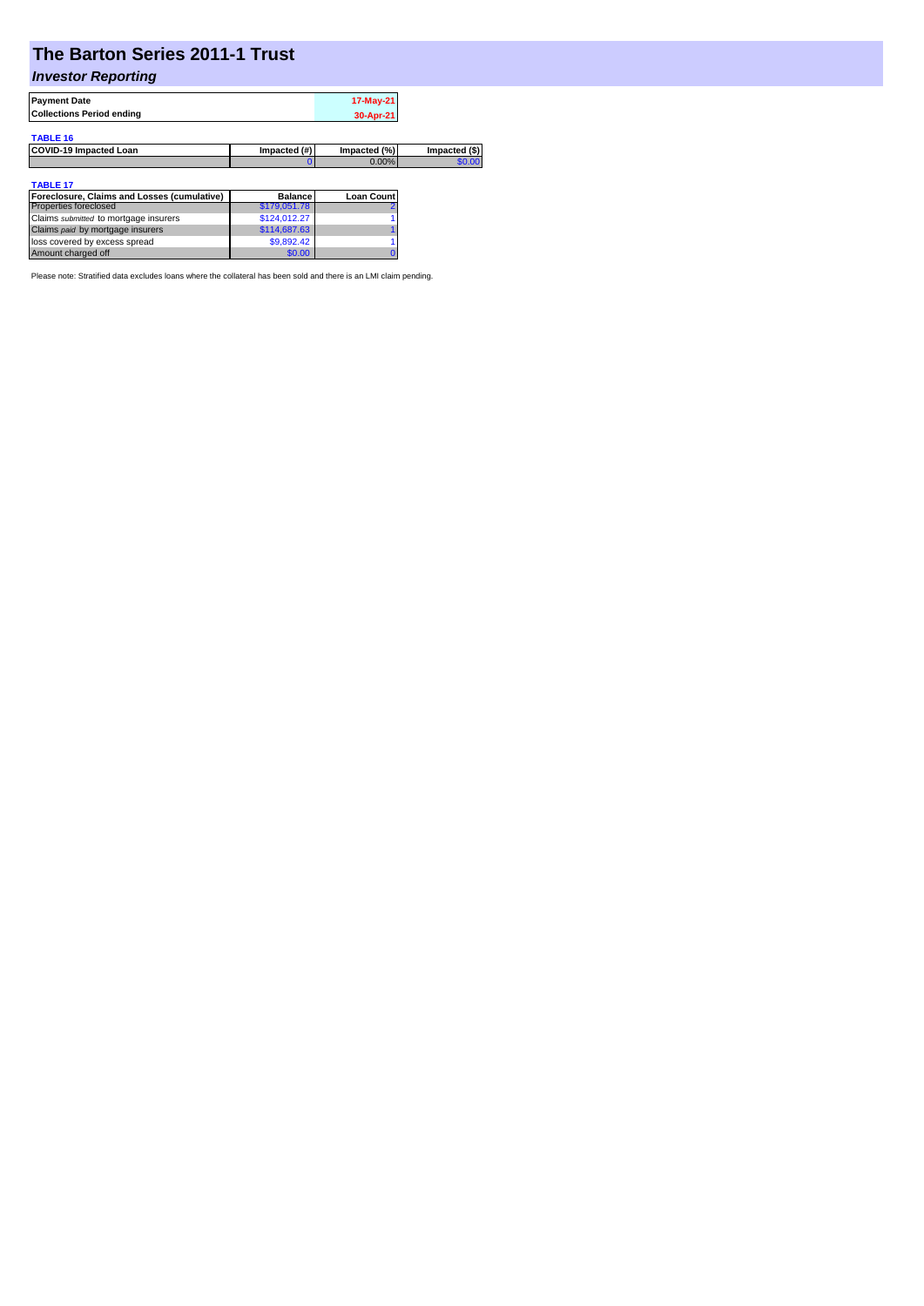# The Barton Series 2011-1 Trust

## *Investor Reporting*

| | |
|---|---|
| **Payment Date** | 17-May-21 |
| **Collections Period ending** | 30-Apr-21 |

**TABLE 16**

| COVID-19 Impacted Loan | Impacted (#) | Impacted (%) | Impacted ($) |
|---|---|---|---|
| | 0 | 0.00% | $0.00 |

**TABLE 17**

| Foreclosure, Claims and Losses (cumulative) | Balance | Loan Count |
|---|---|---|
| Properties foreclosed | $179,051.78 | 2 |
| Claims *submitted* to mortgage insurers | $124,012.27 | 1 |
| Claims *paid* by mortgage insurers | $114,687.63 | 1 |
| loss covered by excess spread | $9,892.42 | 1 |
| Amount charged off | $0.00 | 0 |

Please note: Stratified data excludes loans where the collateral has been sold and there is an LMI claim pending.